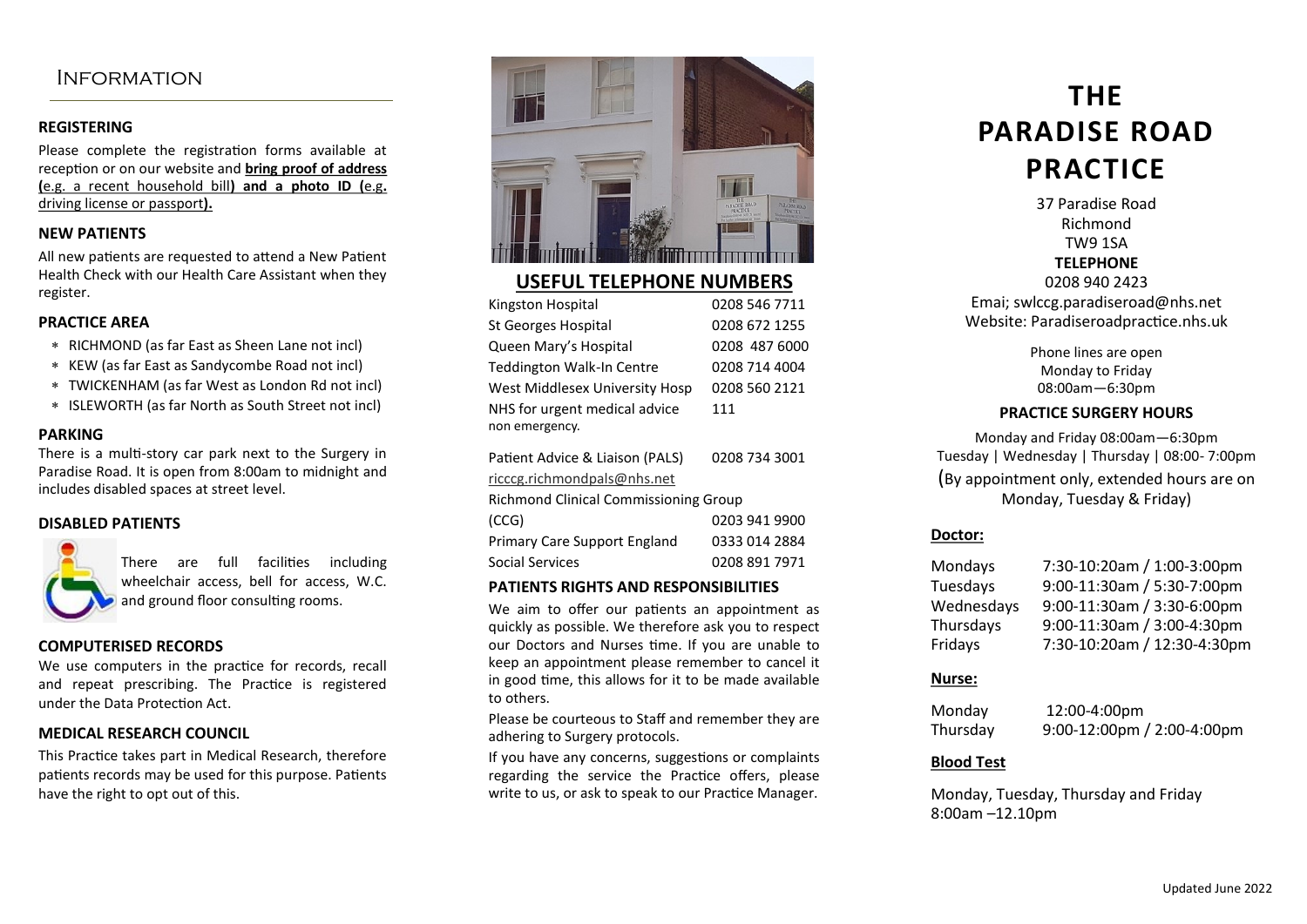## Information

### REGISTERING

Please complete the registration forms available at reception or on our website and **bring proof of address (**e.g. a recent household bill**) and a photo ID (**e.g. driving license or passport**).**

### NEW PATIENTS

All new patients are requested to attend a New Patient Health Check with our Health Care Assistant when they register.

### PRACTICE AREA

- RICHMOND (as far East as Sheen Lane not incl)
- KEW (as far East as Sandycombe Road not incl)
- TWICKENHAM (as far West as London Rd not incl)
- ISLEWORTH (as far North as South Street not incl)

### PARKING

There is a multi-story car park next to the Surgery in Paradise Road. It is open from 8:00am to midnight and includes disabled spaces at street level.

### DISABLED PATIENTS

There are full facilities including wheelchair access, bell for access, W.C. and ground floor consulting rooms.

### COMPUTERISED RECORDS

We use computers in the practice for records, recall and repeat prescribing. The Practice is registered under the Data Protection Act.

### MEDICAL RESEARCH COUNCIL

This Practice takes part in Medical Research, therefore patients records may be used for this purpose. Patients have the right to opt out of this.

## USEFUL TELEPHONE NUMBERS

| | |
|---|---|
| Kingston Hospital | 0208 546 7711 |
| St Georges Hospital | 0208 672 1255 |
| Queen Mary's Hospital | 0208 487 6000 |
| Teddington Walk-In Centre | 0208 714 4004 |
| West Middlesex University Hosp | 0208 560 2121 |
| NHS for urgent medical advice non emergency. | 111 |
| Patient Advice & Liaison (PALS) | 0208 734 3001 |
| ricccg.richmondpals@nhs.net | |
| Richmond Clinical Commissioning Group (CCG) | 0203 941 9900 |
| Primary Care Support England | 0333 014 2884 |
| Social Services | 0208 891 7971 |

### PATIENTS RIGHTS AND RESPONSIBILITIES

We aim to offer our patients an appointment as quickly as possible. We therefore ask you to respect our Doctors and Nurses time. If you are unable to keep an appointment please remember to cancel it in good time, this allows for it to be made available to others.

Please be courteous to Staff and remember they are adhering to Surgery protocols.

If you have any concerns, suggestions or complaints regarding the service the Practice offers, please write to us, or ask to speak to our Practice Manager.

# THE PARADISE ROAD PRACTICE

37 Paradise Road
Richmond
TW9 1SA
**TELEPHONE**
0208 940 2423
Emai; swlccg.paradiseroad@nhs.net
Website: Paradiseroadpractice.nhs.uk

Phone lines are open
Monday to Friday
08:00am—6:30pm

### PRACTICE SURGERY HOURS

Monday and Friday 08:00am—6:30pm
Tuesday | Wednesday | Thursday | 08:00- 7:00pm
(By appointment only, extended hours are on Monday, Tuesday & Friday)

**Doctor:**

| | |
|---|---|
| Mondays | 7:30-10:20am / 1:00-3:00pm |
| Tuesdays | 9:00-11:30am / 5:30-7:00pm |
| Wednesdays | 9:00-11:30am / 3:30-6:00pm |
| Thursdays | 9:00-11:30am / 3:00-4:30pm |
| Fridays | 7:30-10:20am / 12:30-4:30pm |

**Nurse:**

| | |
|---|---|
| Monday | 12:00-4:00pm |
| Thursday | 9:00-12:00pm / 2:00-4:00pm |

**Blood Test**

Monday, Tuesday, Thursday and Friday
8:00am –12.10pm

Updated June 2022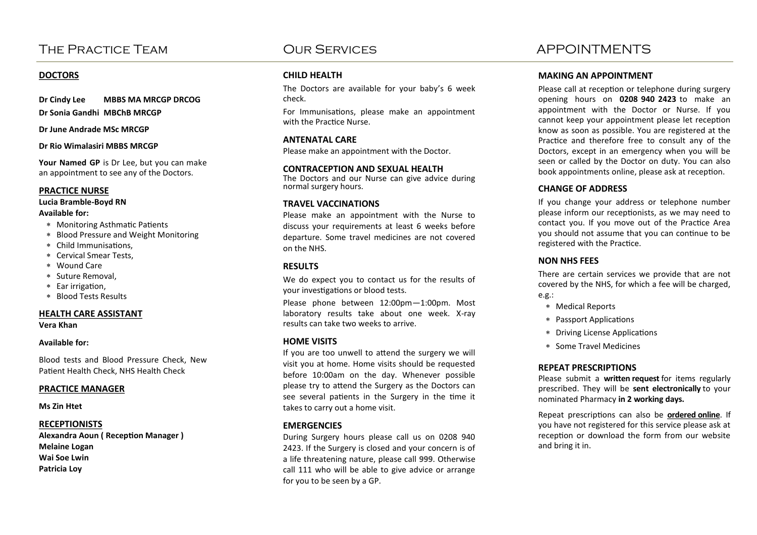# The Practice Team

## DOCTORS

**Dr Cindy Lee MBBS MA MRCGP DRCOG**

**Dr Sonia Gandhi MBChB MRCGP**

**Dr June Andrade MSc MRCGP**

**Dr Rio Wimalasiri MBBS MRCGP**

**Your Named GP** is Dr Lee, but you can make an appointment to see any of the Doctors.

## PRACTICE NURSE

**Lucia Bramble-Boyd RN**

**Available for:**

* Monitoring Asthmatic Patients
* Blood Pressure and Weight Monitoring
* Child Immunisations,
* Cervical Smear Tests,
* Wound Care
* Suture Removal,
* Ear irrigation,
* Blood Tests Results

## HEALTH CARE ASSISTANT

**Vera Khan**

**Available for:**

Blood tests and Blood Pressure Check, New Patient Health Check, NHS Health Check

## PRACTICE MANAGER

**Ms Zin Htet**

## RECEPTIONISTS

**Alexandra Aoun ( Reception Manager )**
**Melaine Logan**
**Wai Soe Lwin**
**Patricia Loy**

# Our Services

## CHILD HEALTH

The Doctors are available for your baby's 6 week check.

For Immunisations, please make an appointment with the Practice Nurse.

## ANTENATAL CARE

Please make an appointment with the Doctor.

## CONTRACEPTION AND SEXUAL HEALTH

The Doctors and our Nurse can give advice during normal surgery hours.

## TRAVEL VACCINATIONS

Please make an appointment with the Nurse to discuss your requirements at least 6 weeks before departure. Some travel medicines are not covered on the NHS.

## RESULTS

We do expect you to contact us for the results of your investigations or blood tests.

Please phone between 12:00pm—1:00pm. Most laboratory results take about one week. X-ray results can take two weeks to arrive.

## HOME VISITS

If you are too unwell to attend the surgery we will visit you at home. Home visits should be requested before 10:00am on the day. Whenever possible please try to attend the Surgery as the Doctors can see several patients in the Surgery in the time it takes to carry out a home visit.

## EMERGENCIES

During Surgery hours please call us on 0208 940 2423. If the Surgery is closed and your concern is of a life threatening nature, please call **999**. Otherwise call 111 who will be able to give advice or arrange for you to be seen by a GP.

# APPOINTMENTS

## MAKING AN APPOINTMENT

Please call at reception or telephone during surgery opening hours on **0208 940 2423** to make an appointment with the Doctor or Nurse. If you cannot keep your appointment please let reception know as soon as possible. You are registered at the Practice and therefore free to consult any of the Doctors, except in an emergency when you will be seen or called by the Doctor on duty. You can also book appointments online, please ask at reception.

## CHANGE OF ADDRESS

If you change your address or telephone number please inform our receptionists, as we may need to contact you. If you move out of the Practice Area you should not assume that you can continue to be registered with the Practice.

## NON NHS FEES

There are certain services we provide that are not covered by the NHS, for which a fee will be charged, e.g.:

* Medical Reports
* Passport Applications
* Driving License Applications
* Some Travel Medicines

## REPEAT PRESCRIPTIONS

Please submit a **written request** for items regularly prescribed. They will be **sent electronically** to your nominated Pharmacy **in 2 working days.**

Repeat prescriptions can also be **ordered online**. If you have not registered for this service please ask at reception or download the form from our website and bring it in.